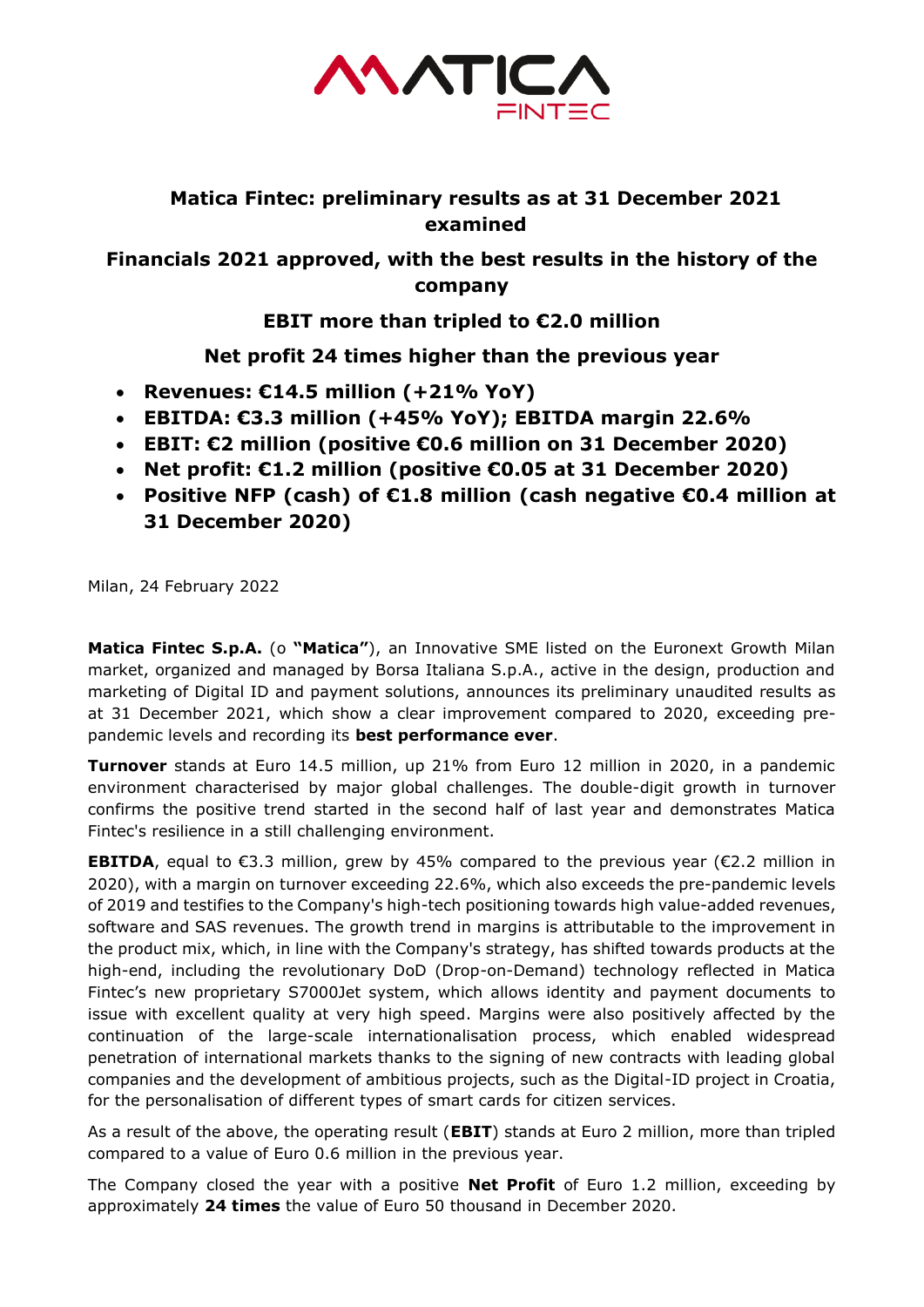MATICA FINTEC

# Matica Fintec: preliminary results as at 31 December 2021 examined

## Financials 2021 approved, with the best results in the history of the company

## EBIT more than tripled to €2.0 million

## Net profit 24 times higher than the previous year

- **Revenues: €14.5 million (+21% YoY)**
- **EBITDA: €3.3 million (+45% YoY); EBITDA margin 22.6%**
- **EBIT: €2 million (positive €0.6 million on 31 December 2020)**
- **Net profit: €1.2 million (positive €0.05 at 31 December 2020)**
- **Positive NFP (cash) of €1.8 million (cash negative €0.4 million at 31 December 2020)**

Milan, 24 February 2022

**Matica Fintec S.p.A.** (o **"Matica"**), an Innovative SME listed on the Euronext Growth Milan market, organized and managed by Borsa Italiana S.p.A., active in the design, production and marketing of Digital ID and payment solutions, announces its preliminary unaudited results as at 31 December 2021, which show a clear improvement compared to 2020, exceeding pre-pandemic levels and recording its **best performance ever**.

**Turnover** stands at Euro 14.5 million, up 21% from Euro 12 million in 2020, in a pandemic environment characterised by major global challenges. The double-digit growth in turnover confirms the positive trend started in the second half of last year and demonstrates Matica Fintec's resilience in a still challenging environment.

**EBITDA**, equal to €3.3 million, grew by 45% compared to the previous year (€2.2 million in 2020), with a margin on turnover exceeding 22.6%, which also exceeds the pre-pandemic levels of 2019 and testifies to the Company's high-tech positioning towards high value-added revenues, software and SAS revenues. The growth trend in margins is attributable to the improvement in the product mix, which, in line with the Company's strategy, has shifted towards products at the high-end, including the revolutionary DoD (Drop-on-Demand) technology reflected in Matica Fintec's new proprietary S7000Jet system, which allows identity and payment documents to issue with excellent quality at very high speed. Margins were also positively affected by the continuation of the large-scale internationalisation process, which enabled widespread penetration of international markets thanks to the signing of new contracts with leading global companies and the development of ambitious projects, such as the Digital-ID project in Croatia, for the personalisation of different types of smart cards for citizen services.

As a result of the above, the operating result (**EBIT**) stands at Euro 2 million, more than tripled compared to a value of Euro 0.6 million in the previous year.

The Company closed the year with a positive **Net Profit** of Euro 1.2 million, exceeding by approximately **24 times** the value of Euro 50 thousand in December 2020.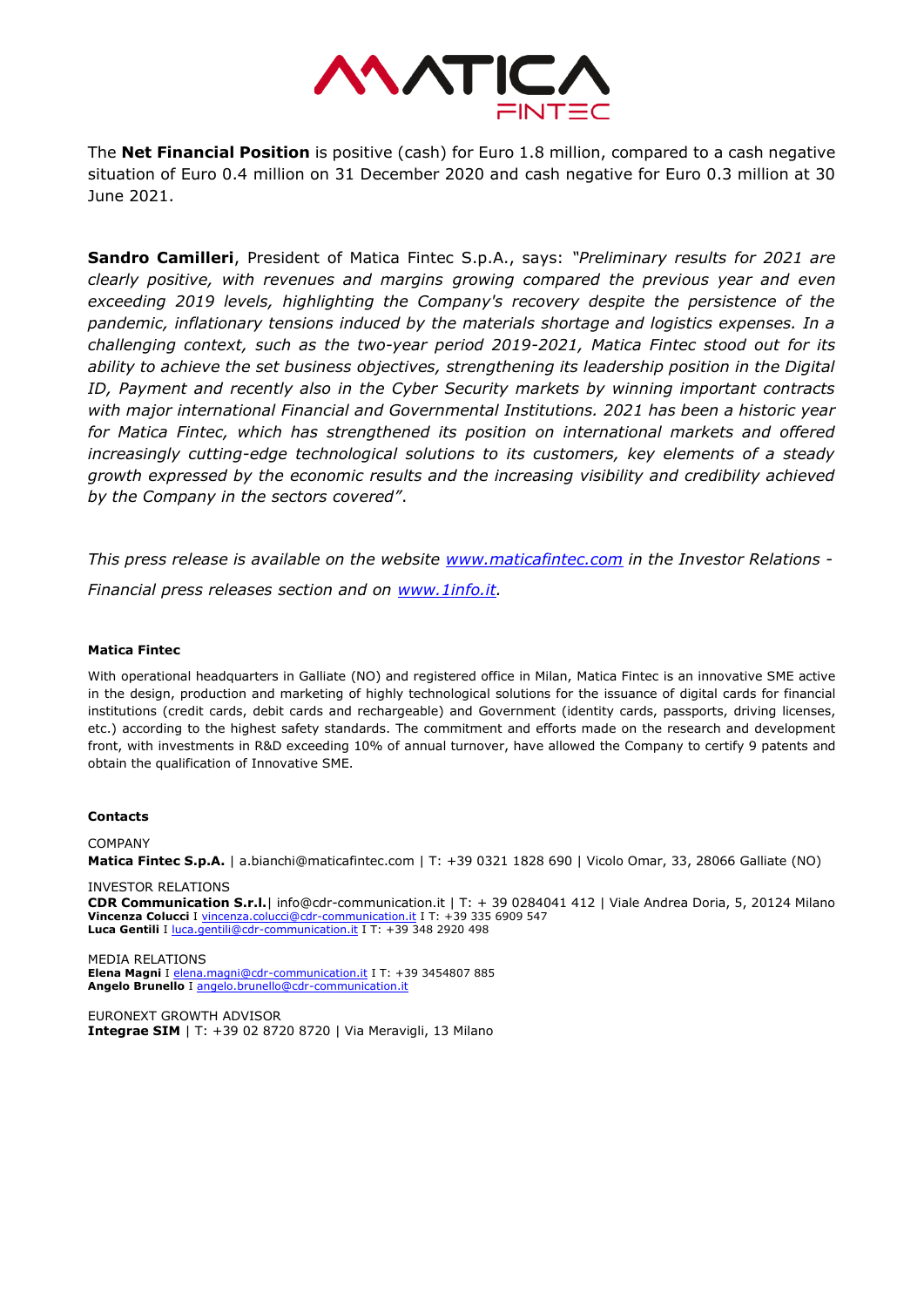The **Net Financial Position** is positive (cash) for Euro 1.8 million, compared to a cash negative situation of Euro 0.4 million on 31 December 2020 and cash negative for Euro 0.3 million at 30 June 2021.

**Sandro Camilleri**, President of Matica Fintec S.p.A., says: *"Preliminary results for 2021 are clearly positive, with revenues and margins growing compared the previous year and even exceeding 2019 levels, highlighting the Company's recovery despite the persistence of the pandemic, inflationary tensions induced by the materials shortage and logistics expenses. In a challenging context, such as the two-year period 2019-2021, Matica Fintec stood out for its ability to achieve the set business objectives, strengthening its leadership position in the Digital ID, Payment and recently also in the Cyber Security markets by winning important contracts with major international Financial and Governmental Institutions. 2021 has been a historic year for Matica Fintec, which has strengthened its position on international markets and offered increasingly cutting-edge technological solutions to its customers, key elements of a steady growth expressed by the economic results and the increasing visibility and credibility achieved by the Company in the sectors covered"*.

*This press release is available on the website [www.maticafintec.com](www.maticafintec.com) in the Investor Relations - Financial press releases section and on [www.1info.it](www.1info.it).*

**Matica Fintec**

With operational headquarters in Galliate (NO) and registered office in Milan, Matica Fintec is an innovative SME active in the design, production and marketing of highly technological solutions for the issuance of digital cards for financial institutions (credit cards, debit cards and rechargeable) and Government (identity cards, passports, driving licenses, etc.) according to the highest safety standards. The commitment and efforts made on the research and development front, with investments in R&D exceeding 10% of annual turnover, have allowed the Company to certify 9 patents and obtain the qualification of Innovative SME.

**Contacts**

COMPANY
**Matica Fintec S.p.A.** | a.bianchi@maticafintec.com | T: +39 0321 1828 690 | Vicolo Omar, 33, 28066 Galliate (NO)

INVESTOR RELATIONS
**CDR Communication S.r.l.** | info@cdr-communication.it | T: + 39 0284041 412 | Viale Andrea Doria, 5, 20124 Milano
**Vincenza Colucci** I vincenza.colucci@cdr-communication.it I T: +39 335 6909 547
**Luca Gentili** I luca.gentili@cdr-communication.it I T: +39 348 2920 498

MEDIA RELATIONS
**Elena Magni** I elena.magni@cdr-communication.it I T: +39 3454807 885
**Angelo Brunello** I angelo.brunello@cdr-communication.it

EURONEXT GROWTH ADVISOR
**Integrae SIM** | T: +39 02 8720 8720 | Via Meravigli, 13 Milano